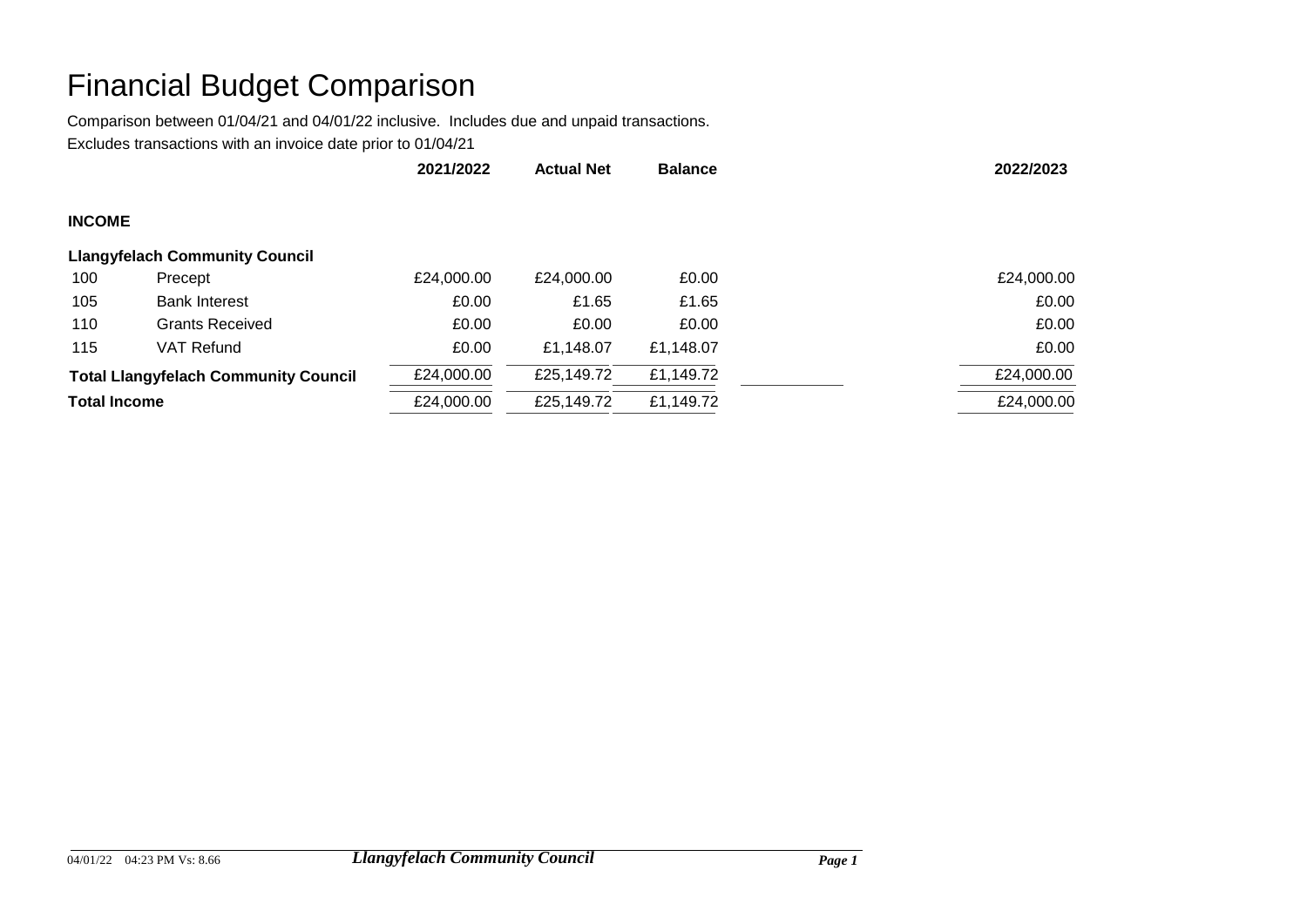# Financial Budget Comparison

Comparison between 01/04/21 and 04/01/22 inclusive. Includes due and unpaid transactions.

Excludes transactions with an invoice date prior to 01/04/21

| | | 2021/2022 | Actual Net | Balance | | 2022/2023 |
|---|---|---|---|---|---|---|
| **INCOME** | | | | | | |
| **Llangyfelach Community Council** | | | | | | |
| 100 | Precept | £24,000.00 | £24,000.00 | £0.00 | | £24,000.00 |
| 105 | Bank Interest | £0.00 | £1.65 | £1.65 | | £0.00 |
| 110 | Grants Received | £0.00 | £0.00 | £0.00 | | £0.00 |
| 115 | VAT Refund | £0.00 | £1,148.07 | £1,148.07 | | £0.00 |
| **Total Llangyfelach Community Council** | | £24,000.00 | £25,149.72 | £1,149.72 | | £24,000.00 |
| **Total Income** | | £24,000.00 | £25,149.72 | £1,149.72 | | £24,000.00 |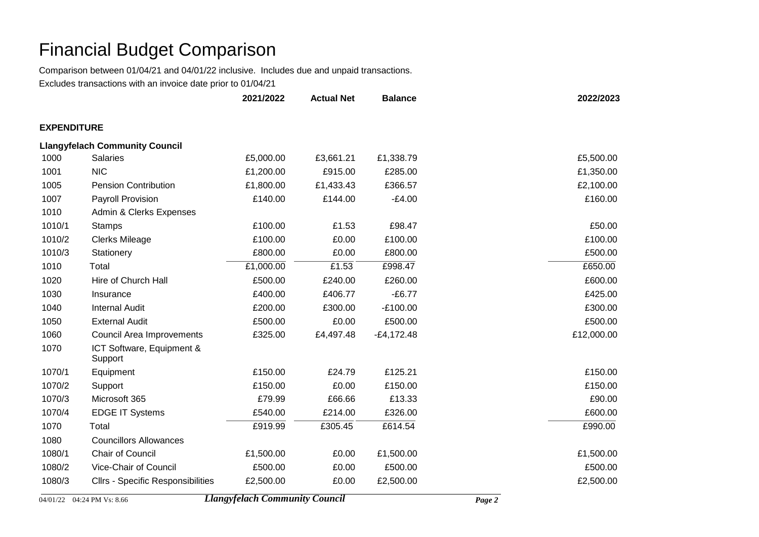# Financial Budget Comparison

Comparison between 01/04/21 and 04/01/22 inclusive. Includes due and unpaid transactions.

Excludes transactions with an invoice date prior to 01/04/21

| | | 2021/2022 | Actual Net | Balance | 2022/2023 |
|---|---|---|---|---|---|
| **EXPENDITURE** | | | | | |
| **Llangyfelach Community Council** | | | | | |
| 1000 | Salaries | £5,000.00 | £3,661.21 | £1,338.79 | £5,500.00 |
| 1001 | NIC | £1,200.00 | £915.00 | £285.00 | £1,350.00 |
| 1005 | Pension Contribution | £1,800.00 | £1,433.43 | £366.57 | £2,100.00 |
| 1007 | Payroll Provision | £140.00 | £144.00 | -£4.00 | £160.00 |
| 1010 | Admin & Clerks Expenses | | | | |
| 1010/1 | Stamps | £100.00 | £1.53 | £98.47 | £50.00 |
| 1010/2 | Clerks Mileage | £100.00 | £0.00 | £100.00 | £100.00 |
| 1010/3 | Stationery | £800.00 | £0.00 | £800.00 | £500.00 |
| 1010 | Total | £1,000.00 | £1.53 | £998.47 | £650.00 |
| 1020 | Hire of Church Hall | £500.00 | £240.00 | £260.00 | £600.00 |
| 1030 | Insurance | £400.00 | £406.77 | -£6.77 | £425.00 |
| 1040 | Internal Audit | £200.00 | £300.00 | -£100.00 | £300.00 |
| 1050 | External Audit | £500.00 | £0.00 | £500.00 | £500.00 |
| 1060 | Council Area Improvements | £325.00 | £4,497.48 | -£4,172.48 | £12,000.00 |
| 1070 | ICT Software, Equipment & Support | | | | |
| 1070/1 | Equipment | £150.00 | £24.79 | £125.21 | £150.00 |
| 1070/2 | Support | £150.00 | £0.00 | £150.00 | £150.00 |
| 1070/3 | Microsoft 365 | £79.99 | £66.66 | £13.33 | £90.00 |
| 1070/4 | EDGE IT Systems | £540.00 | £214.00 | £326.00 | £600.00 |
| 1070 | Total | £919.99 | £305.45 | £614.54 | £990.00 |
| 1080 | Councillors Allowances | | | | |
| 1080/1 | Chair of Council | £1,500.00 | £0.00 | £1,500.00 | £1,500.00 |
| 1080/2 | Vice-Chair of Council | £500.00 | £0.00 | £500.00 | £500.00 |
| 1080/3 | Cllrs - Specific Responsibilities | £2,500.00 | £0.00 | £2,500.00 | £2,500.00 |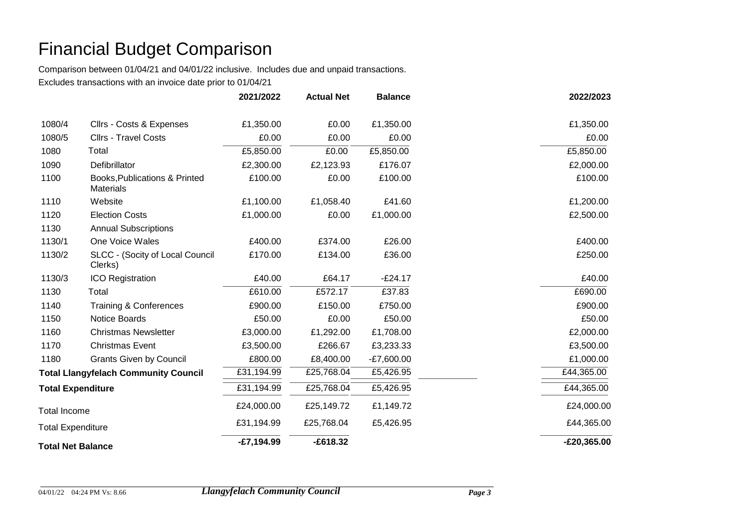# Financial Budget Comparison

Comparison between 01/04/21 and 04/01/22 inclusive. Includes due and unpaid transactions.

Excludes transactions with an invoice date prior to 01/04/21

| | | 2021/2022 | Actual Net | Balance | | 2022/2023 |
|---|---|---|---|---|---|---|
| 1080/4 | Cllrs - Costs & Expenses | £1,350.00 | £0.00 | £1,350.00 | | £1,350.00 |
| 1080/5 | Cllrs - Travel Costs | £0.00 | £0.00 | £0.00 | | £0.00 |
| 1080 | Total | £5,850.00 | £0.00 | £5,850.00 | | £5,850.00 |
| 1090 | Defibrillator | £2,300.00 | £2,123.93 | £176.07 | | £2,000.00 |
| 1100 | Books,Publications & Printed Materials | £100.00 | £0.00 | £100.00 | | £100.00 |
| 1110 | Website | £1,100.00 | £1,058.40 | £41.60 | | £1,200.00 |
| 1120 | Election Costs | £1,000.00 | £0.00 | £1,000.00 | | £2,500.00 |
| 1130 | Annual Subscriptions | | | | | |
| 1130/1 | One Voice Wales | £400.00 | £374.00 | £26.00 | | £400.00 |
| 1130/2 | SLCC - (Socity of Local Council Clerks) | £170.00 | £134.00 | £36.00 | | £250.00 |
| 1130/3 | ICO Registration | £40.00 | £64.17 | -£24.17 | | £40.00 |
| 1130 | Total | £610.00 | £572.17 | £37.83 | | £690.00 |
| 1140 | Training & Conferences | £900.00 | £150.00 | £750.00 | | £900.00 |
| 1150 | Notice Boards | £50.00 | £0.00 | £50.00 | | £50.00 |
| 1160 | Christmas Newsletter | £3,000.00 | £1,292.00 | £1,708.00 | | £2,000.00 |
| 1170 | Christmas Event | £3,500.00 | £266.67 | £3,233.33 | | £3,500.00 |
| 1180 | Grants Given by Council | £800.00 | £8,400.00 | -£7,600.00 | | £1,000.00 |
| **Total Llangyfelach Community Council** | | £31,194.99 | £25,768.04 | £5,426.95 | | £44,365.00 |
| **Total Expenditure** | | £31,194.99 | £25,768.04 | £5,426.95 | | £44,365.00 |
| Total Income | | £24,000.00 | £25,149.72 | £1,149.72 | | £24,000.00 |
| Total Expenditure | | £31,194.99 | £25,768.04 | £5,426.95 | | £44,365.00 |
| **Total Net Balance** | | **-£7,194.99** | **-£618.32** | | | **-£20,365.00** |